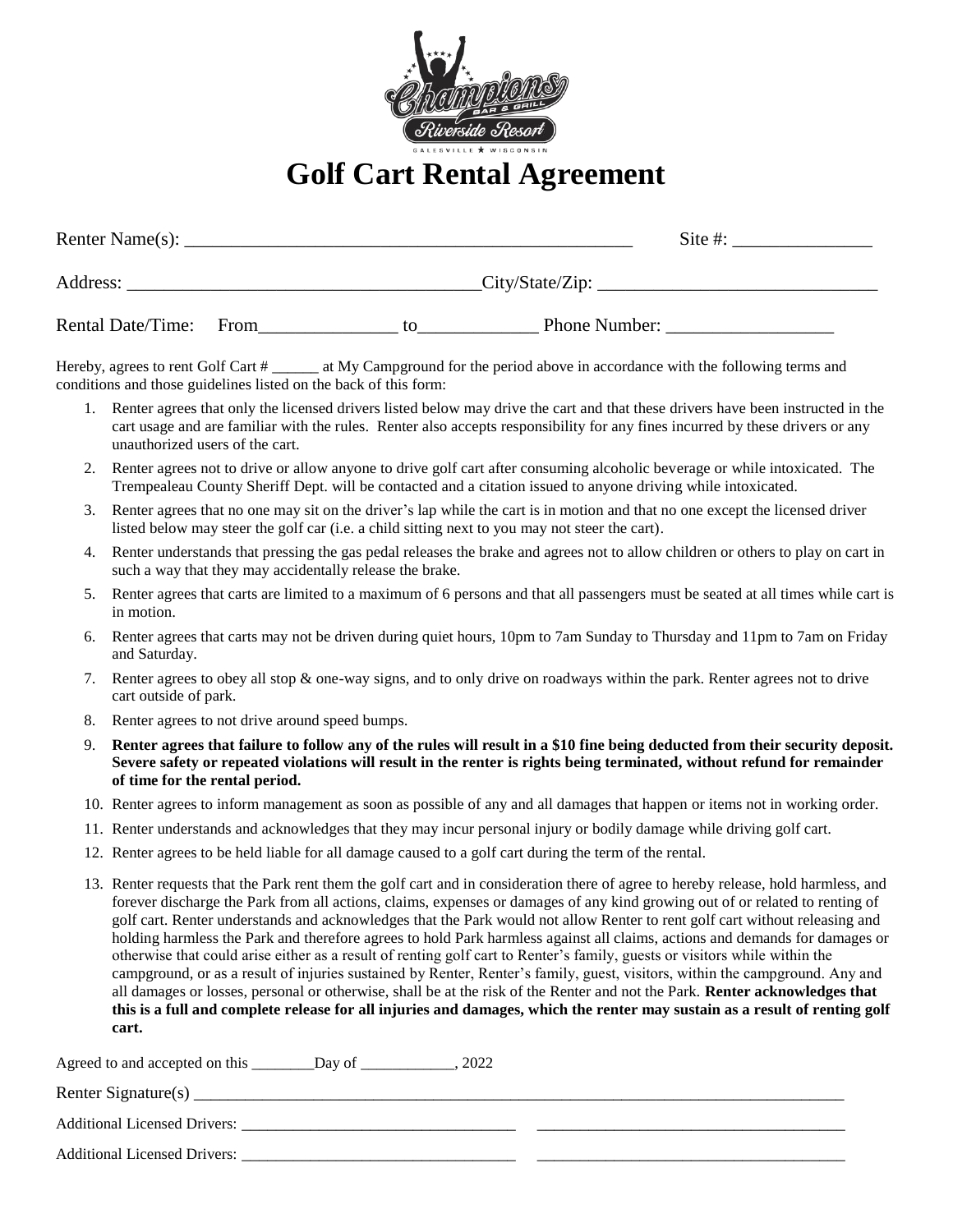# Golf Cart Rental Agreement

Renter Name(s): ______________________________________________ Site #: _______________

Address: _____________________________________City/State/Zip: _____________________________

Rental Date/Time: From_______________ to_____________ Phone Number: __________________

Hereby, agrees to rent Golf Cart # ______ at My Campground for the period above in accordance with the following terms and conditions and those guidelines listed on the back of this form:

1. Renter agrees that only the licensed drivers listed below may drive the cart and that these drivers have been instructed in the cart usage and are familiar with the rules. Renter also accepts responsibility for any fines incurred by these drivers or any unauthorized users of the cart.
2. Renter agrees not to drive or allow anyone to drive golf cart after consuming alcoholic beverage or while intoxicated. The Trempealeau County Sheriff Dept. will be contacted and a citation issued to anyone driving while intoxicated.
3. Renter agrees that no one may sit on the driver's lap while the cart is in motion and that no one except the licensed driver listed below may steer the golf car (i.e. a child sitting next to you may not steer the cart).
4. Renter understands that pressing the gas pedal releases the brake and agrees not to allow children or others to play on cart in such a way that they may accidentally release the brake.
5. Renter agrees that carts are limited to a maximum of 6 persons and that all passengers must be seated at all times while cart is in motion.
6. Renter agrees that carts may not be driven during quiet hours, 10pm to 7am Sunday to Thursday and 11pm to 7am on Friday and Saturday.
7. Renter agrees to obey all stop & one-way signs, and to only drive on roadways within the park. Renter agrees not to drive cart outside of park.
8. Renter agrees to not drive around speed bumps.
9. **Renter agrees that failure to follow any of the rules will result in a $10 fine being deducted from their security deposit. Severe safety or repeated violations will result in the renter is rights being terminated, without refund for remainder of time for the rental period.**
10. Renter agrees to inform management as soon as possible of any and all damages that happen or items not in working order.
11. Renter understands and acknowledges that they may incur personal injury or bodily damage while driving golf cart.
12. Renter agrees to be held liable for all damage caused to a golf cart during the term of the rental.
13. Renter requests that the Park rent them the golf cart and in consideration there of agree to hereby release, hold harmless, and forever discharge the Park from all actions, claims, expenses or damages of any kind growing out of or related to renting of golf cart. Renter understands and acknowledges that the Park would not allow Renter to rent golf cart without releasing and holding harmless the Park and therefore agrees to hold Park harmless against all claims, actions and demands for damages or otherwise that could arise either as a result of renting golf cart to Renter's family, guests or visitors while within the campground, or as a result of injuries sustained by Renter, Renter's family, guest, visitors, within the campground. Any and all damages or losses, personal or otherwise, shall be at the risk of the Renter and not the Park. **Renter acknowledges that this is a full and complete release for all injuries and damages, which the renter may sustain as a result of renting golf cart.**

Agreed to and accepted on this ________Day of ____________, 2022

Renter Signature(s) ________________________________________________________________________

Additional Licensed Drivers: __________________________________ ______________________________________

Additional Licensed Drivers: __________________________________ ______________________________________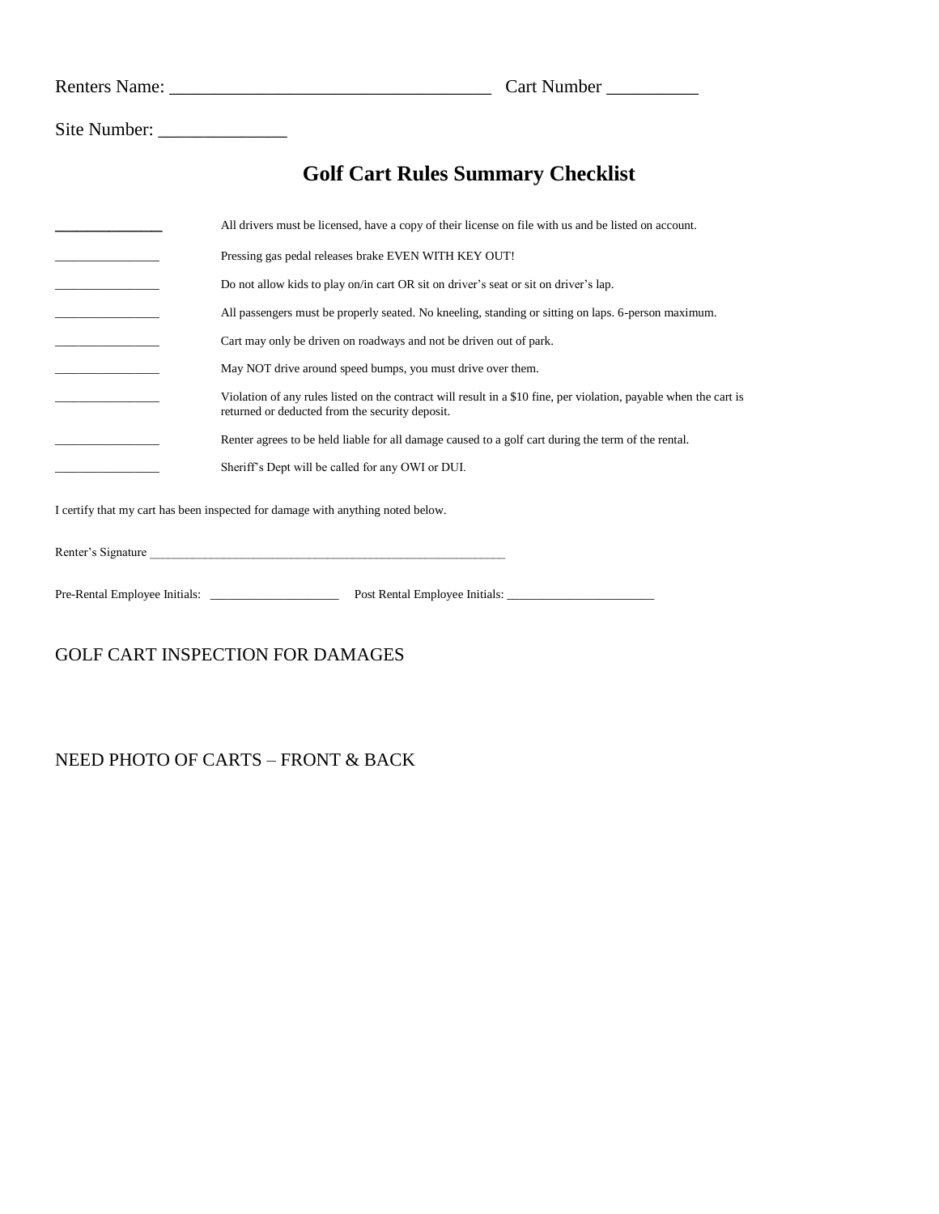Renters Name: ___________________________________ Cart Number __________

Site Number: ______________

# Golf Cart Rules Summary Checklist

| | |
|---|---|
| ______________ | All drivers must be licensed, have a copy of their license on file with us and be listed on account. |
| ________________ | Pressing gas pedal releases brake EVEN WITH KEY OUT! |
| ________________ | Do not allow kids to play on/in cart OR sit on driver's seat or sit on driver's lap. |
| ________________ | All passengers must be properly seated. No kneeling, standing or sitting on laps. 6-person maximum. |
| ________________ | Cart may only be driven on roadways and not be driven out of park. |
| ________________ | May NOT drive around speed bumps, you must drive over them. |
| ________________ | Violation of any rules listed on the contract will result in a $10 fine, per violation, payable when the cart is returned or deducted from the security deposit. |
| ________________ | Renter agrees to be held liable for all damage caused to a golf cart during the term of the rental. |
| ________________ | Sheriff's Dept will be called for any OWI or DUI. |

I certify that my cart has been inspected for damage with anything noted below.

Renter's Signature ___________________________________________________________

Pre-Rental Employee Initials: _____________________ Post Rental Employee Initials: ________________________

GOLF CART INSPECTION FOR DAMAGES

NEED PHOTO OF CARTS – FRONT & BACK